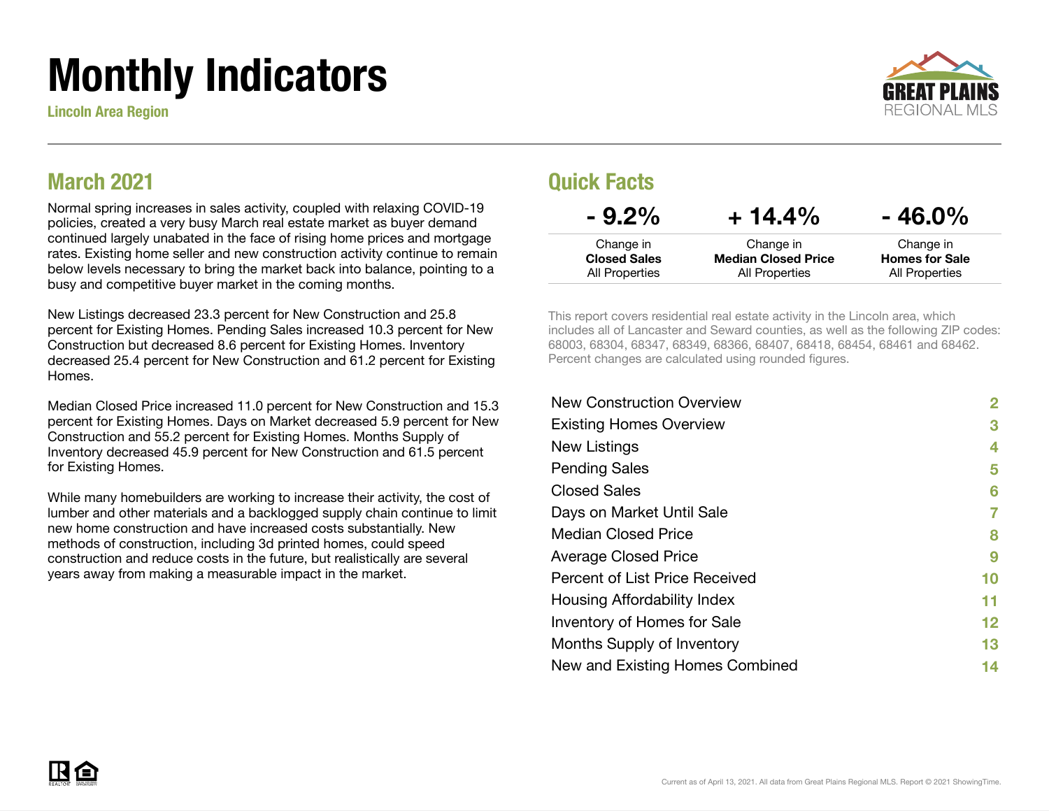# Monthly Indicators

**Lincoln Area Region**

GREAT PLAINS REGIONAL MLS

## March 2021

Normal spring increases in sales activity, coupled with relaxing COVID-19 policies, created a very busy March real estate market as buyer demand continued largely unabated in the face of rising home prices and mortgage rates. Existing home seller and new construction activity continue to remain below levels necessary to bring the market back into balance, pointing to a busy and competitive buyer market in the coming months.

New Listings decreased 23.3 percent for New Construction and 25.8 percent for Existing Homes. Pending Sales increased 10.3 percent for New Construction but decreased 8.6 percent for Existing Homes. Inventory decreased 25.4 percent for New Construction and 61.2 percent for Existing Homes.

Median Closed Price increased 11.0 percent for New Construction and 15.3 percent for Existing Homes. Days on Market decreased 5.9 percent for New Construction and 55.2 percent for Existing Homes. Months Supply of Inventory decreased 45.9 percent for New Construction and 61.5 percent for Existing Homes.

While many homebuilders are working to increase their activity, the cost of lumber and other materials and a backlogged supply chain continue to limit new home construction and have increased costs substantially. New methods of construction, including 3d printed homes, could speed construction and reduce costs in the future, but realistically are several years away from making a measurable impact in the market.

## Quick Facts

| - 9.2% | + 14.4% | - 46.0% |
|---|---|---|
| Change in **Closed Sales** All Properties | Change in **Median Closed Price** All Properties | Change in **Homes for Sale** All Properties |

This report covers residential real estate activity in the Lincoln area, which includes all of Lancaster and Seward counties, as well as the following ZIP codes: 68003, 68304, 68347, 68349, 68366, 68407, 68418, 68454, 68461 and 68462. Percent changes are calculated using rounded figures.

| | |
|---|---|
| New Construction Overview | 2 |
| Existing Homes Overview | 3 |
| New Listings | 4 |
| Pending Sales | 5 |
| Closed Sales | 6 |
| Days on Market Until Sale | 7 |
| Median Closed Price | 8 |
| Average Closed Price | 9 |
| Percent of List Price Received | 10 |
| Housing Affordability Index | 11 |
| Inventory of Homes for Sale | 12 |
| Months Supply of Inventory | 13 |
| New and Existing Homes Combined | 14 |

Current as of April 13, 2021. All data from Great Plains Regional MLS. Report © 2021 ShowingTime.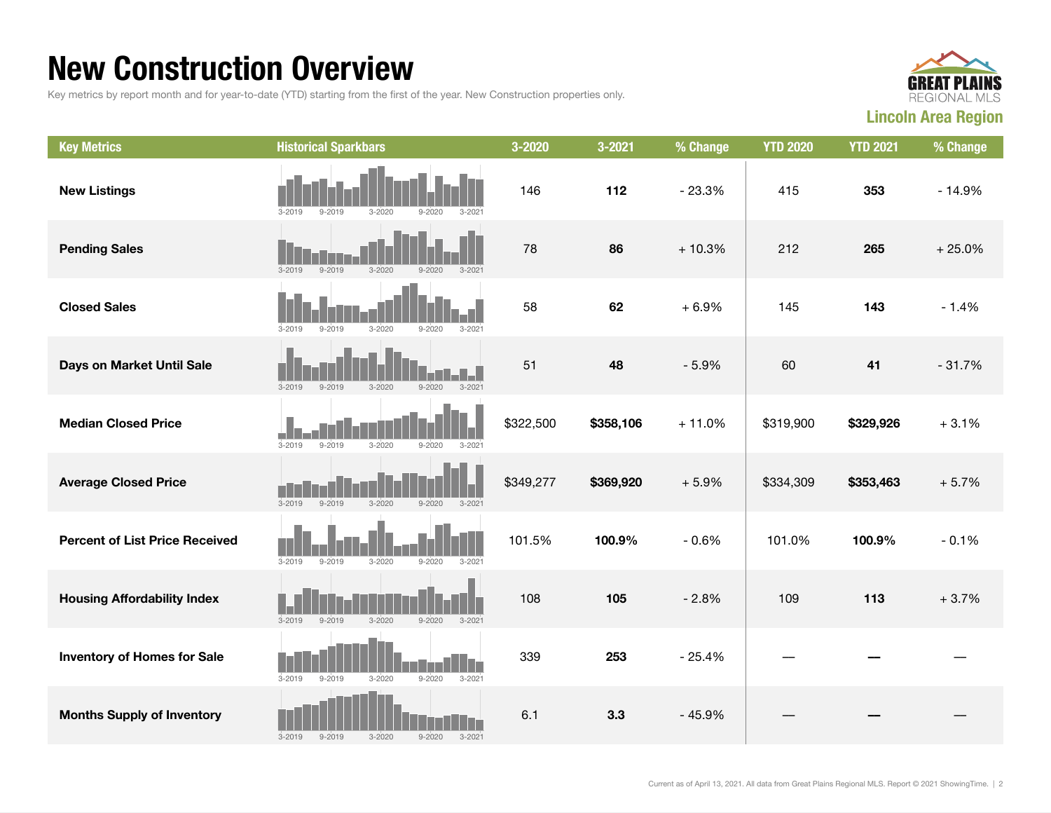# New Construction Overview

Key metrics by report month and for year-to-date (YTD) starting from the first of the year. New Construction properties only.

**Lincoln Area Region**

| Key Metrics | Historical Sparkbars | 3-2020 | 3-2021 | % Change | YTD 2020 | YTD 2021 | % Change |
|---|---|---|---|---|---|---|---|
| **New Listings** | 3-2019 9-2019 3-2020 9-2020 3-2021 | 146 | **112** | - 23.3% | 415 | **353** | - 14.9% |
| **Pending Sales** | 3-2019 9-2019 3-2020 9-2020 3-2021 | 78 | **86** | + 10.3% | 212 | **265** | + 25.0% |
| **Closed Sales** | 3-2019 9-2019 3-2020 9-2020 3-2021 | 58 | **62** | + 6.9% | 145 | **143** | - 1.4% |
| **Days on Market Until Sale** | 3-2019 9-2019 3-2020 9-2020 3-2021 | 51 | **48** | - 5.9% | 60 | **41** | - 31.7% |
| **Median Closed Price** | 3-2019 9-2019 3-2020 9-2020 3-2021 | $322,500 | **$358,106** | + 11.0% | $319,900 | **$329,926** | + 3.1% |
| **Average Closed Price** | 3-2019 9-2019 3-2020 9-2020 3-2021 | $349,277 | **$369,920** | + 5.9% | $334,309 | **$353,463** | + 5.7% |
| **Percent of List Price Received** | 3-2019 9-2019 3-2020 9-2020 3-2021 | 101.5% | **100.9%** | - 0.6% | 101.0% | **100.9%** | - 0.1% |
| **Housing Affordability Index** | 3-2019 9-2019 3-2020 9-2020 3-2021 | 108 | **105** | - 2.8% | 109 | **113** | + 3.7% |
| **Inventory of Homes for Sale** | 3-2019 9-2019 3-2020 9-2020 3-2021 | 339 | **253** | - 25.4% | — | **—** | — |
| **Months Supply of Inventory** | 3-2019 9-2019 3-2020 9-2020 3-2021 | 6.1 | **3.3** | - 45.9% | — | **—** | — |

Current as of April 13, 2021. All data from Great Plains Regional MLS. Report © 2021 ShowingTime.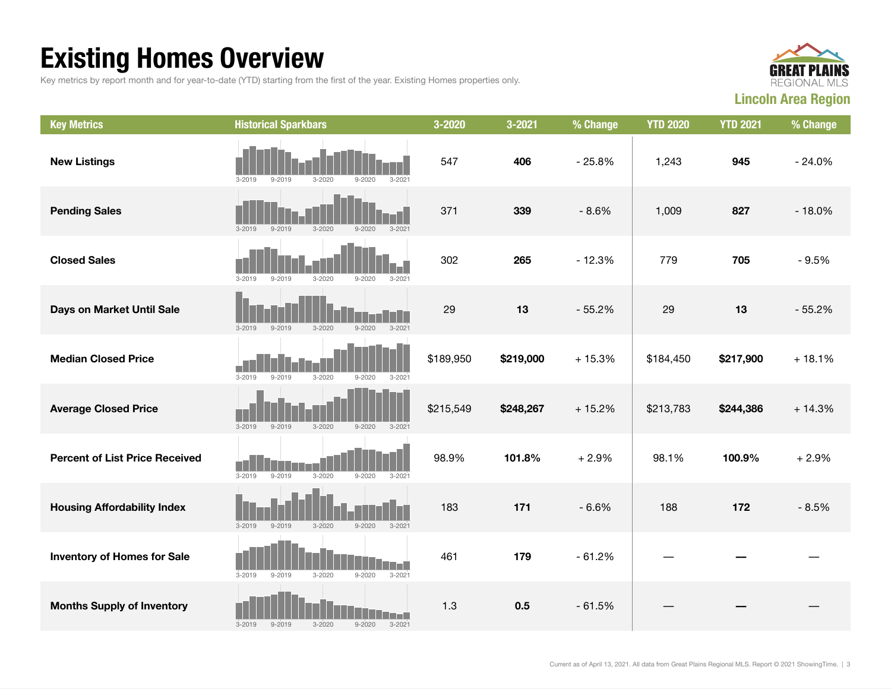# Existing Homes Overview

Key metrics by report month and for year-to-date (YTD) starting from the first of the year. Existing Homes properties only.

**Lincoln Area Region**

| Key Metrics | Historical Sparkbars | 3-2020 | 3-2021 | % Change | YTD 2020 | YTD 2021 | % Change |
|---|---|---|---|---|---|---|---|
| **New Listings** | 3-2019 9-2019 3-2020 9-2020 3-2021 | 547 | **406** | - 25.8% | 1,243 | **945** | - 24.0% |
| **Pending Sales** | 3-2019 9-2019 3-2020 9-2020 3-2021 | 371 | **339** | - 8.6% | 1,009 | **827** | - 18.0% |
| **Closed Sales** | 3-2019 9-2019 3-2020 9-2020 3-2021 | 302 | **265** | - 12.3% | 779 | **705** | - 9.5% |
| **Days on Market Until Sale** | 3-2019 9-2019 3-2020 9-2020 3-2021 | 29 | **13** | - 55.2% | 29 | **13** | - 55.2% |
| **Median Closed Price** | 3-2019 9-2019 3-2020 9-2020 3-2021 | $189,950 | **$219,000** | + 15.3% | $184,450 | **$217,900** | + 18.1% |
| **Average Closed Price** | 3-2019 9-2019 3-2020 9-2020 3-2021 | $215,549 | **$248,267** | + 15.2% | $213,783 | **$244,386** | + 14.3% |
| **Percent of List Price Received** | 3-2019 9-2019 3-2020 9-2020 3-2021 | 98.9% | **101.8%** | + 2.9% | 98.1% | **100.9%** | + 2.9% |
| **Housing Affordability Index** | 3-2019 9-2019 3-2020 9-2020 3-2021 | 183 | **171** | - 6.6% | 188 | **172** | - 8.5% |
| **Inventory of Homes for Sale** | 3-2019 9-2019 3-2020 9-2020 3-2021 | 461 | **179** | - 61.2% | — | **—** | — |
| **Months Supply of Inventory** | 3-2019 9-2019 3-2020 9-2020 3-2021 | 1.3 | **0.5** | - 61.5% | — | **—** | — |

Current as of April 13, 2021. All data from Great Plains Regional MLS. Report © 2021 ShowingTime.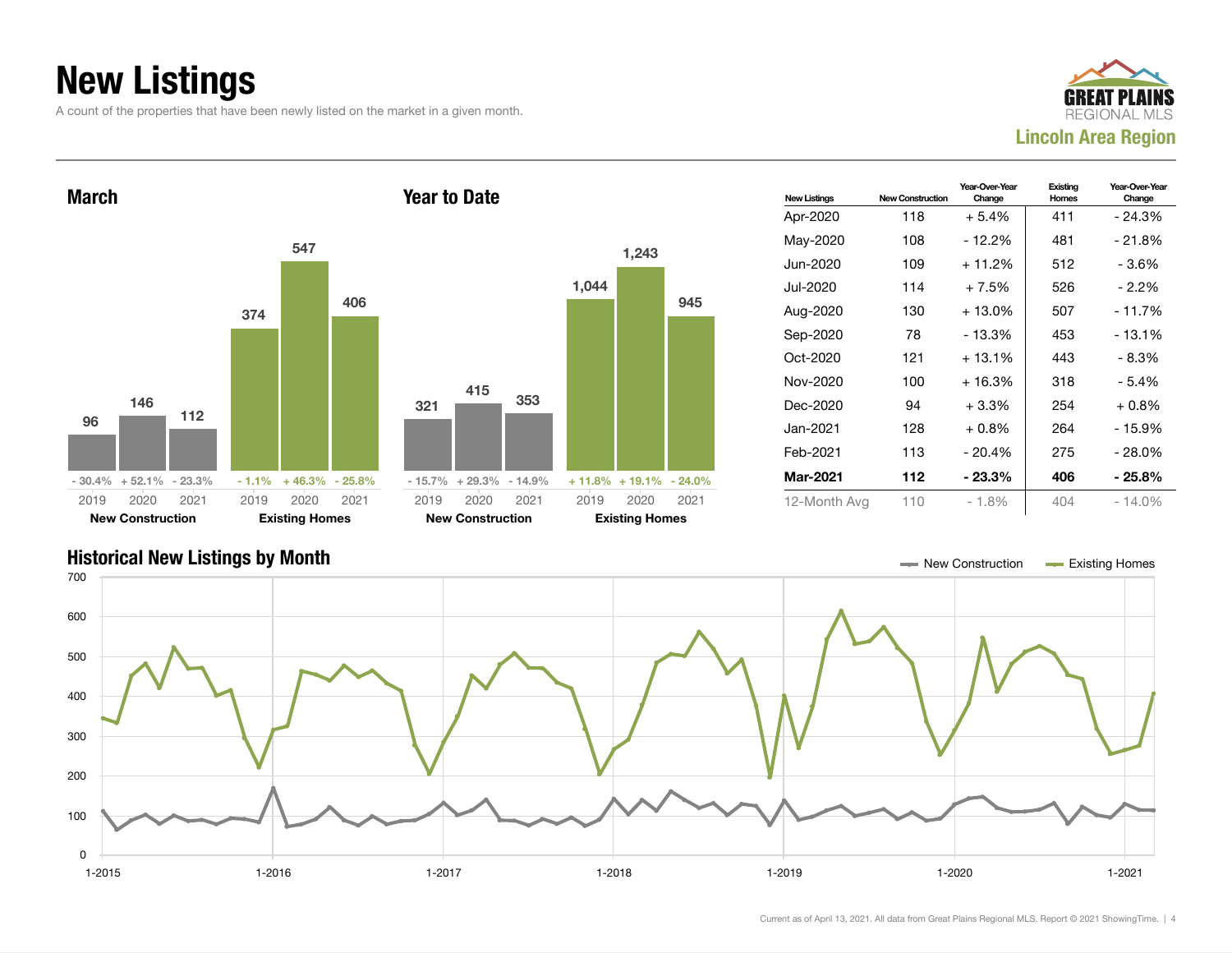# New Listings

A count of the properties that have been newly listed on the market in a given month.

GREAT PLAINS REGIONAL MLS
**Lincoln Area Region**

## March

| | 2019 | 2020 | 2021 |
|---|---|---|---|
| New Construction | 96 | 146 | 112 |
| Change | - 30.4% | + 52.1% | - 23.3% |
| Existing Homes | 374 | 547 | 406 |
| Change | - 1.1% | + 46.3% | - 25.8% |

## Year to Date

| | 2019 | 2020 | 2021 |
|---|---|---|---|
| New Construction | 321 | 415 | 353 |
| Change | - 15.7% | + 29.3% | - 14.9% |
| Existing Homes | 1,044 | 1,243 | 945 |
| Change | + 11.8% | + 19.1% | - 24.0% |

| New Listings | New Construction | Year-Over-Year Change | Existing Homes | Year-Over-Year Change |
|---|---|---|---|---|
| Apr-2020 | 118 | + 5.4% | 411 | - 24.3% |
| May-2020 | 108 | - 12.2% | 481 | - 21.8% |
| Jun-2020 | 109 | + 11.2% | 512 | - 3.6% |
| Jul-2020 | 114 | + 7.5% | 526 | - 2.2% |
| Aug-2020 | 130 | + 13.0% | 507 | - 11.7% |
| Sep-2020 | 78 | - 13.3% | 453 | - 13.1% |
| Oct-2020 | 121 | + 13.1% | 443 | - 8.3% |
| Nov-2020 | 100 | + 16.3% | 318 | - 5.4% |
| Dec-2020 | 94 | + 3.3% | 254 | + 0.8% |
| Jan-2021 | 128 | + 0.8% | 264 | - 15.9% |
| Feb-2021 | 113 | - 20.4% | 275 | - 28.0% |
| **Mar-2021** | **112** | **- 23.3%** | **406** | **- 25.8%** |
| 12-Month Avg | 110 | - 1.8% | 404 | - 14.0% |

## Historical New Listings by Month

New Construction / Existing Homes

Current as of April 13, 2021. All data from Great Plains Regional MLS. Report © 2021 ShowingTime.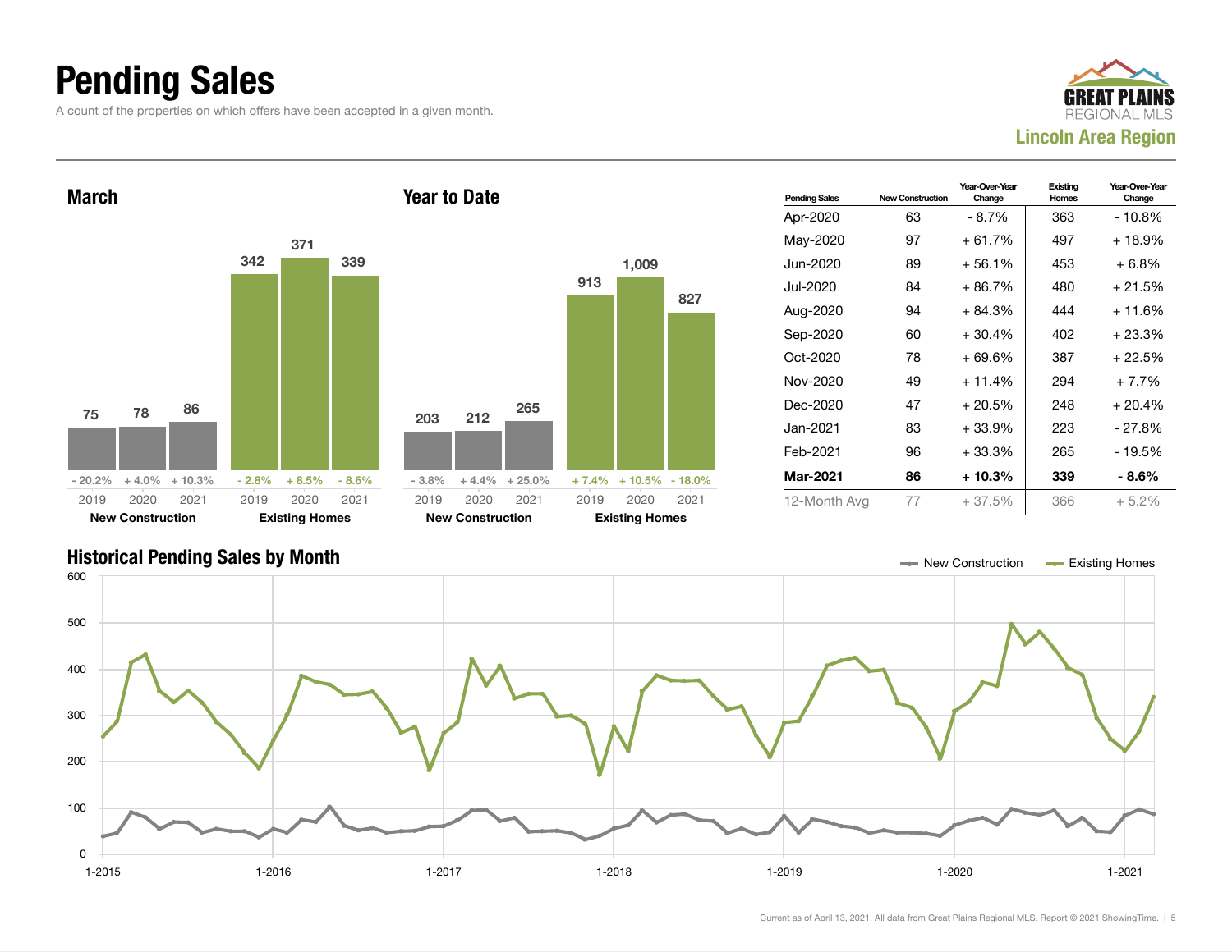# Pending Sales

A count of the properties on which offers have been accepted in a given month.

**GREAT PLAINS REGIONAL MLS**
**Lincoln Area Region**

### March

| | 2019 | 2020 | 2021 |
|---|---|---|---|
| New Construction | 75 | 78 | 86 |
| Change | - 20.2% | + 4.0% | + 10.3% |
| Existing Homes | 342 | 371 | 339 |
| Change | - 2.8% | + 8.5% | - 8.6% |

### Year to Date

| | 2019 | 2020 | 2021 |
|---|---|---|---|
| New Construction | 203 | 212 | 265 |
| Change | - 3.8% | + 4.4% | + 25.0% |
| Existing Homes | 913 | 1,009 | 827 |
| Change | + 7.4% | + 10.5% | - 18.0% |

| Pending Sales | New Construction | Year-Over-Year Change | Existing Homes | Year-Over-Year Change |
|---|---|---|---|---|
| Apr-2020 | 63 | - 8.7% | 363 | - 10.8% |
| May-2020 | 97 | + 61.7% | 497 | + 18.9% |
| Jun-2020 | 89 | + 56.1% | 453 | + 6.8% |
| Jul-2020 | 84 | + 86.7% | 480 | + 21.5% |
| Aug-2020 | 94 | + 84.3% | 444 | + 11.6% |
| Sep-2020 | 60 | + 30.4% | 402 | + 23.3% |
| Oct-2020 | 78 | + 69.6% | 387 | + 22.5% |
| Nov-2020 | 49 | + 11.4% | 294 | + 7.7% |
| Dec-2020 | 47 | + 20.5% | 248 | + 20.4% |
| Jan-2021 | 83 | + 33.9% | 223 | - 27.8% |
| Feb-2021 | 96 | + 33.3% | 265 | - 19.5% |
| **Mar-2021** | **86** | **+ 10.3%** | **339** | **- 8.6%** |
| 12-Month Avg | 77 | + 37.5% | 366 | + 5.2% |

### Historical Pending Sales by Month

(Chart: New Construction and Existing Homes, 1-2015 through 1-2021; y-axis 0 to 600)

Current as of April 13, 2021. All data from Great Plains Regional MLS. Report © 2021 ShowingTime.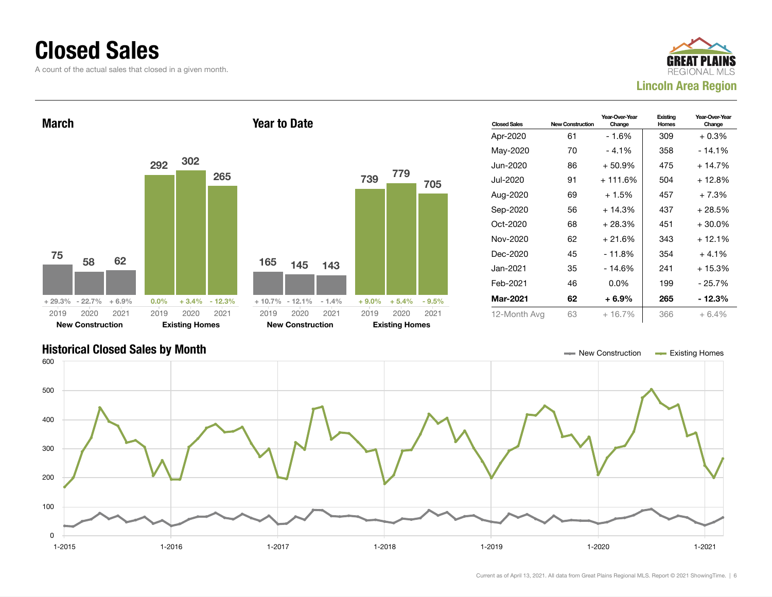# Closed Sales

A count of the actual sales that closed in a given month.

GREAT PLAINS REGIONAL MLS

**Lincoln Area Region**

## March

| | 2019 | 2020 | 2021 |
|---|---|---|---|
| New Construction | 75 | 58 | 62 |
| Change | + 29.3% | - 22.7% | + 6.9% |
| Existing Homes | 292 | 302 | 265 |
| Change | 0.0% | + 3.4% | - 12.3% |

## Year to Date

| | 2019 | 2020 | 2021 |
|---|---|---|---|
| New Construction | 165 | 145 | 143 |
| Change | + 10.7% | - 12.1% | - 1.4% |
| Existing Homes | 739 | 779 | 705 |
| Change | + 9.0% | + 5.4% | - 9.5% |

| Closed Sales | New Construction | Year-Over-Year Change | Existing Homes | Year-Over-Year Change |
|---|---|---|---|---|
| Apr-2020 | 61 | - 1.6% | 309 | + 0.3% |
| May-2020 | 70 | - 4.1% | 358 | - 14.1% |
| Jun-2020 | 86 | + 50.9% | 475 | + 14.7% |
| Jul-2020 | 91 | + 111.6% | 504 | + 12.8% |
| Aug-2020 | 69 | + 1.5% | 457 | + 7.3% |
| Sep-2020 | 56 | + 14.3% | 437 | + 28.5% |
| Oct-2020 | 68 | + 28.3% | 451 | + 30.0% |
| Nov-2020 | 62 | + 21.6% | 343 | + 12.1% |
| Dec-2020 | 45 | - 11.8% | 354 | + 4.1% |
| Jan-2021 | 35 | - 14.6% | 241 | + 15.3% |
| Feb-2021 | 46 | 0.0% | 199 | - 25.7% |
| **Mar-2021** | **62** | **+ 6.9%** | **265** | **- 12.3%** |
| 12-Month Avg | 63 | + 16.7% | 366 | + 6.4% |

## Historical Closed Sales by Month

New Construction — Existing Homes

Current as of April 13, 2021. All data from Great Plains Regional MLS. Report © 2021 ShowingTime.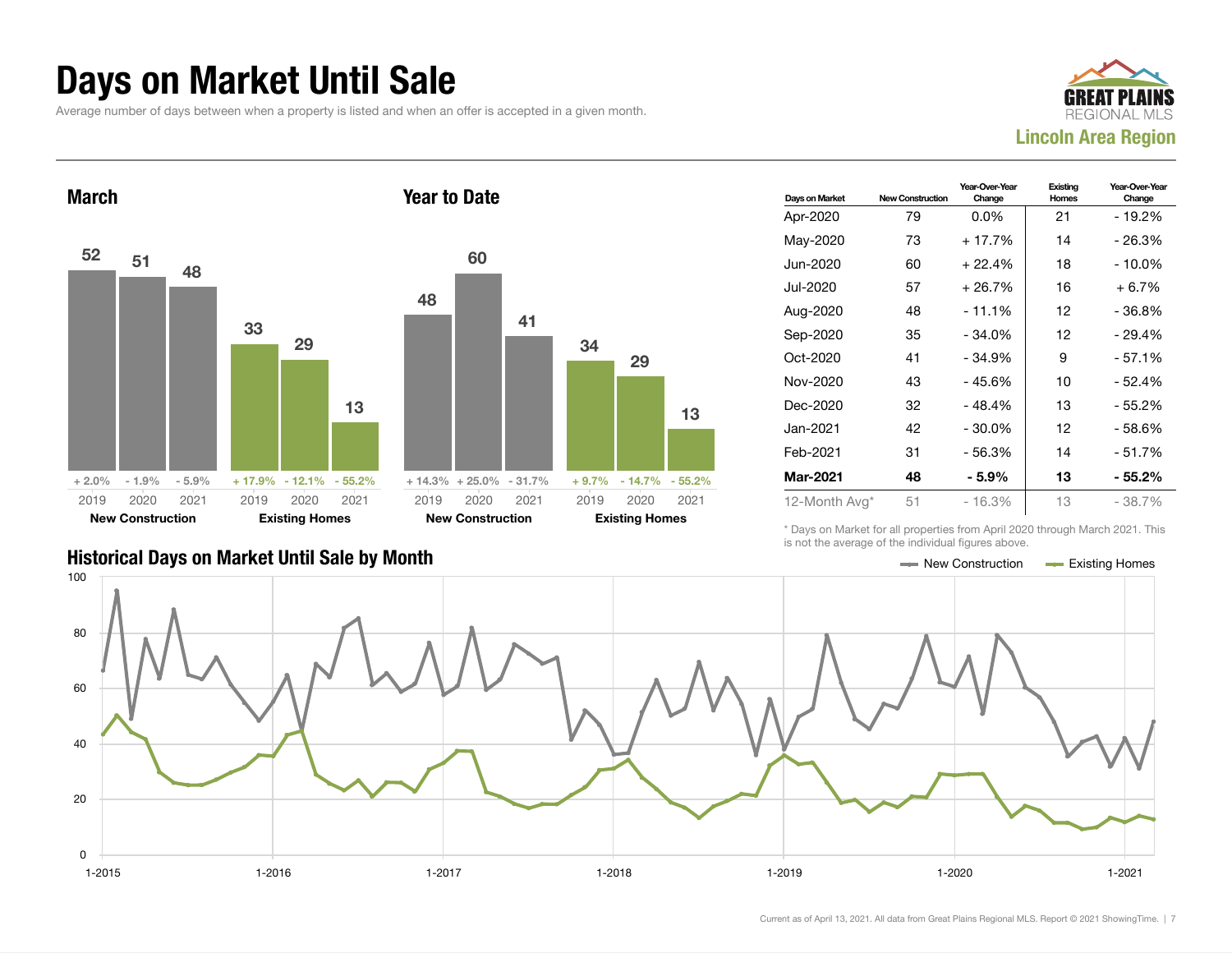# Days on Market Until Sale

Average number of days between when a property is listed and when an offer is accepted in a given month.

Lincoln Area Region

### March

| | 2019 | 2020 | 2021 |
|---|---|---|---|
| New Construction | 52 (+ 2.0%) | 51 (- 1.9%) | 48 (- 5.9%) |
| Existing Homes | 33 (+ 17.9%) | 29 (- 12.1%) | 13 (- 55.2%) |

### Year to Date

| | 2019 | 2020 | 2021 |
|---|---|---|---|
| New Construction | 48 (+ 14.3%) | 60 (+ 25.0%) | 41 (- 31.7%) |
| Existing Homes | 34 (+ 9.7%) | 29 (- 14.7%) | 13 (- 55.2%) |

| Days on Market | New Construction | Year-Over-Year Change | Existing Homes | Year-Over-Year Change |
|---|---|---|---|---|
| Apr-2020 | 79 | 0.0% | 21 | - 19.2% |
| May-2020 | 73 | + 17.7% | 14 | - 26.3% |
| Jun-2020 | 60 | + 22.4% | 18 | - 10.0% |
| Jul-2020 | 57 | + 26.7% | 16 | + 6.7% |
| Aug-2020 | 48 | - 11.1% | 12 | - 36.8% |
| Sep-2020 | 35 | - 34.0% | 12 | - 29.4% |
| Oct-2020 | 41 | - 34.9% | 9 | - 57.1% |
| Nov-2020 | 43 | - 45.6% | 10 | - 52.4% |
| Dec-2020 | 32 | - 48.4% | 13 | - 55.2% |
| Jan-2021 | 42 | - 30.0% | 12 | - 58.6% |
| Feb-2021 | 31 | - 56.3% | 14 | - 51.7% |
| **Mar-2021** | **48** | **- 5.9%** | **13** | **- 55.2%** |
| 12-Month Avg* | 51 | - 16.3% | 13 | - 38.7% |

\* Days on Market for all properties from April 2020 through March 2021. This is not the average of the individual figures above.

### Historical Days on Market Until Sale by Month

New Construction — Existing Homes

Current as of April 13, 2021. All data from Great Plains Regional MLS. Report © 2021 ShowingTime.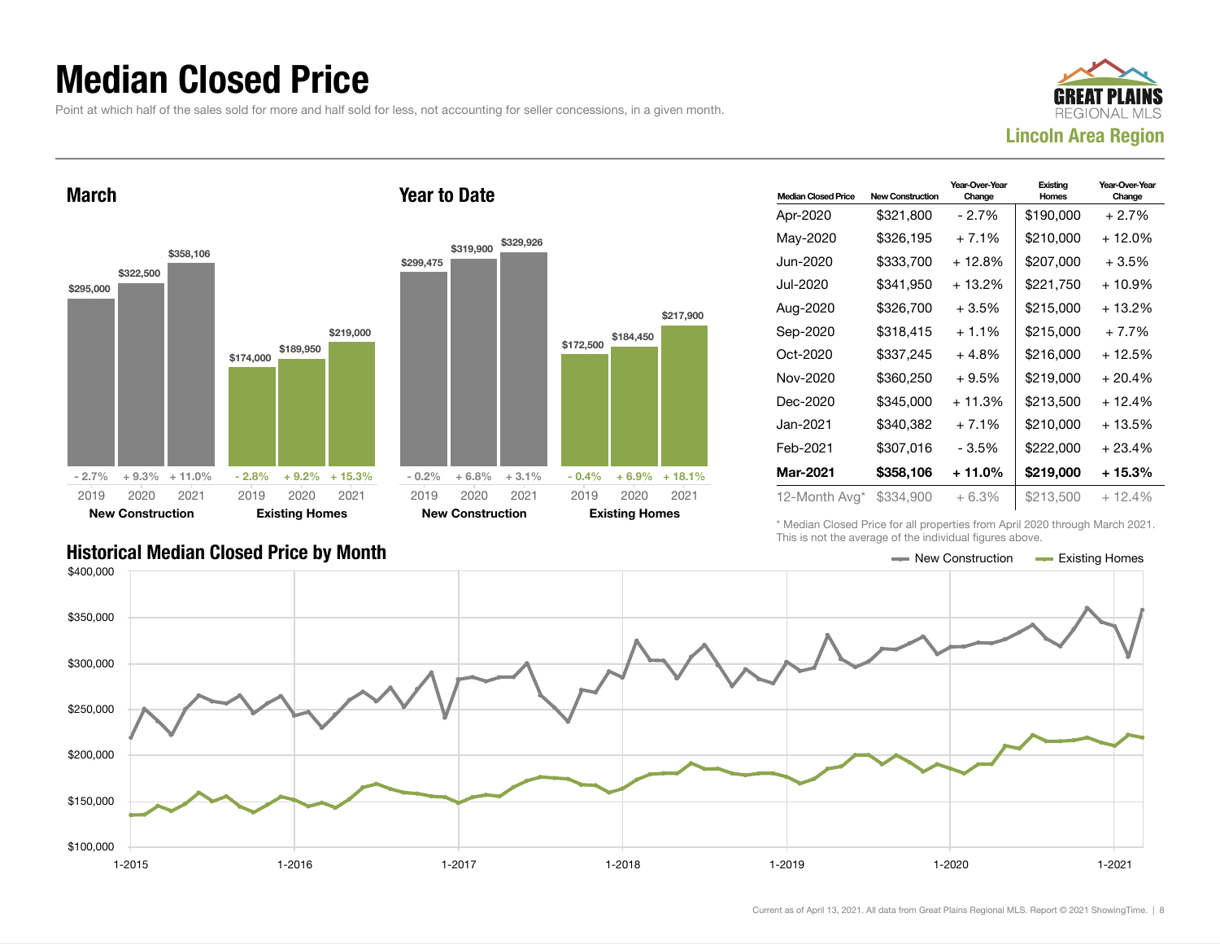# Median Closed Price

Point at which half of the sales sold for more and half sold for less, not accounting for seller concessions, in a given month.

**GREAT PLAINS REGIONAL MLS**

**Lincoln Area Region**

## March

| | 2019 | 2020 | 2021 |
|---|---|---|---|
| New Construction | $295,000 | $322,500 | $358,106 |
| Change | - 2.7% | + 9.3% | + 11.0% |
| Existing Homes | $174,000 | $189,950 | $219,000 |
| Change | - 2.8% | + 9.2% | + 15.3% |

## Year to Date

| | 2019 | 2020 | 2021 |
|---|---|---|---|
| New Construction | $299,475 | $319,900 | $329,926 |
| Change | - 0.2% | + 6.8% | + 3.1% |
| Existing Homes | $172,500 | $184,450 | $217,900 |
| Change | - 0.4% | + 6.9% | + 18.1% |

| Median Closed Price | New Construction | Year-Over-Year Change | Existing Homes | Year-Over-Year Change |
|---|---|---|---|---|
| Apr-2020 | $321,800 | - 2.7% | $190,000 | + 2.7% |
| May-2020 | $326,195 | + 7.1% | $210,000 | + 12.0% |
| Jun-2020 | $333,700 | + 12.8% | $207,000 | + 3.5% |
| Jul-2020 | $341,950 | + 13.2% | $221,750 | + 10.9% |
| Aug-2020 | $326,700 | + 3.5% | $215,000 | + 13.2% |
| Sep-2020 | $318,415 | + 1.1% | $215,000 | + 7.7% |
| Oct-2020 | $337,245 | + 4.8% | $216,000 | + 12.5% |
| Nov-2020 | $360,250 | + 9.5% | $219,000 | + 20.4% |
| Dec-2020 | $345,000 | + 11.3% | $213,500 | + 12.4% |
| Jan-2021 | $340,382 | + 7.1% | $210,000 | + 13.5% |
| Feb-2021 | $307,016 | - 3.5% | $222,000 | + 23.4% |
| **Mar-2021** | **$358,106** | **+ 11.0%** | **$219,000** | **+ 15.3%** |
| 12-Month Avg* | $334,900 | + 6.3% | $213,500 | + 12.4% |

\* Median Closed Price for all properties from April 2020 through March 2021. This is not the average of the individual figures above.

## Historical Median Closed Price by Month

New Construction — Existing Homes

Current as of April 13, 2021. All data from Great Plains Regional MLS. Report © 2021 ShowingTime.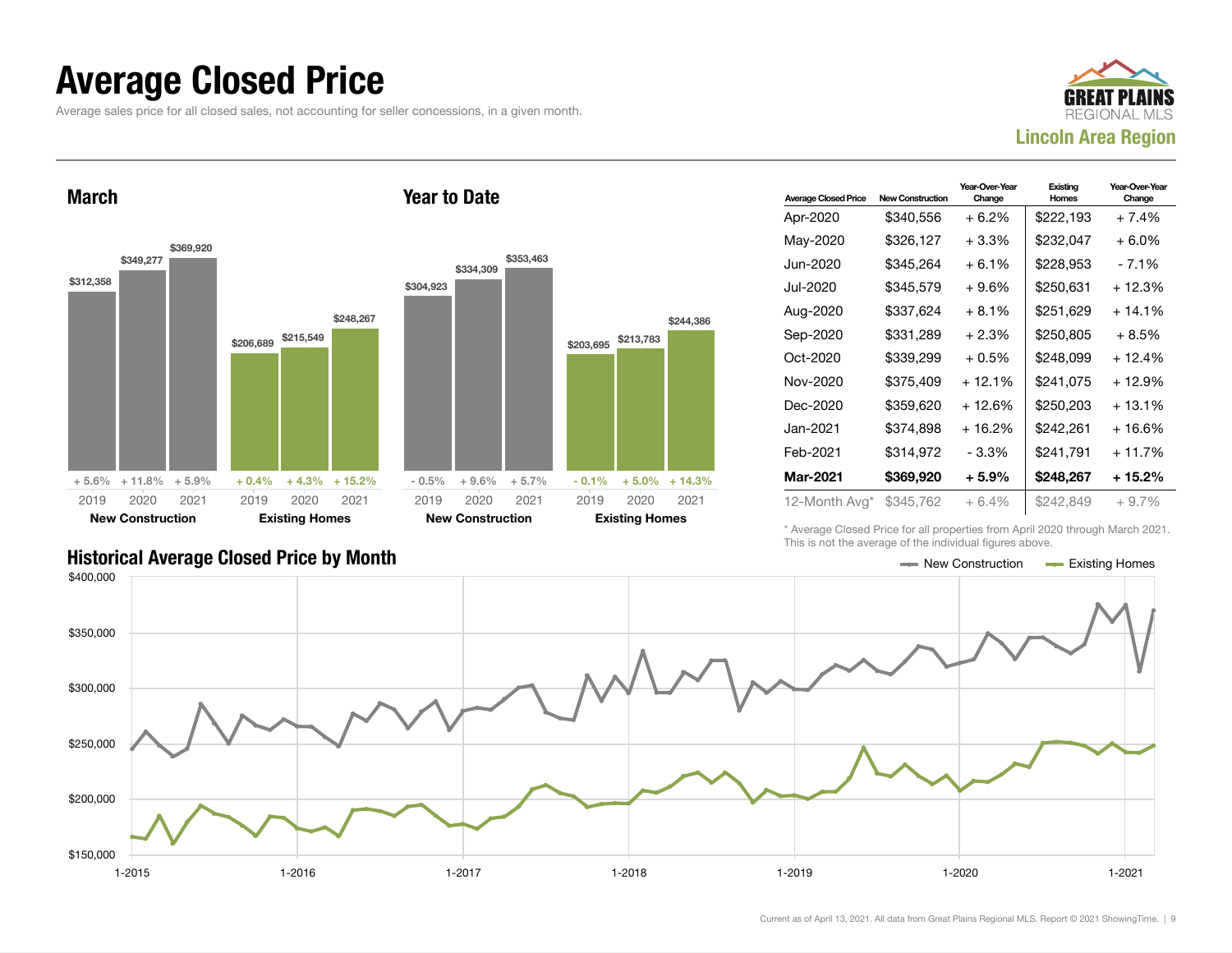# Average Closed Price

Average sales price for all closed sales, not accounting for seller concessions, in a given month.

GREAT PLAINS REGIONAL MLS

**Lincoln Area Region**

## March

| | 2019 | 2020 | 2021 |
|---|---|---|---|
| New Construction | $312,358 | $349,277 | $369,920 |
| Change | + 5.6% | + 11.8% | + 5.9% |
| Existing Homes | $206,689 | $215,549 | $248,267 |
| Change | + 0.4% | + 4.3% | + 15.2% |

## Year to Date

| | 2019 | 2020 | 2021 |
|---|---|---|---|
| New Construction | $304,923 | $334,309 | $353,463 |
| Change | - 0.5% | + 9.6% | + 5.7% |
| Existing Homes | $203,695 | $213,783 | $244,386 |
| Change | - 0.1% | + 5.0% | + 14.3% |

| Average Closed Price | New Construction | Year-Over-Year Change | Existing Homes | Year-Over-Year Change |
|---|---|---|---|---|
| Apr-2020 | $340,556 | + 6.2% | $222,193 | + 7.4% |
| May-2020 | $326,127 | + 3.3% | $232,047 | + 6.0% |
| Jun-2020 | $345,264 | + 6.1% | $228,953 | - 7.1% |
| Jul-2020 | $345,579 | + 9.6% | $250,631 | + 12.3% |
| Aug-2020 | $337,624 | + 8.1% | $251,629 | + 14.1% |
| Sep-2020 | $331,289 | + 2.3% | $250,805 | + 8.5% |
| Oct-2020 | $339,299 | + 0.5% | $248,099 | + 12.4% |
| Nov-2020 | $375,409 | + 12.1% | $241,075 | + 12.9% |
| Dec-2020 | $359,620 | + 12.6% | $250,203 | + 13.1% |
| Jan-2021 | $374,898 | + 16.2% | $242,261 | + 16.6% |
| Feb-2021 | $314,972 | - 3.3% | $241,791 | + 11.7% |
| **Mar-2021** | **$369,920** | **+ 5.9%** | **$248,267** | **+ 15.2%** |
| 12-Month Avg* | $345,762 | + 6.4% | $242,849 | + 9.7% |

\* Average Closed Price for all properties from April 2020 through March 2021. This is not the average of the individual figures above.

## Historical Average Closed Price by Month

Legend: New Construction, Existing Homes

Y-axis: $150,000 – $400,000; X-axis: 1-2015, 1-2016, 1-2017, 1-2018, 1-2019, 1-2020, 1-2021

Current as of April 13, 2021. All data from Great Plains Regional MLS. Report © 2021 ShowingTime.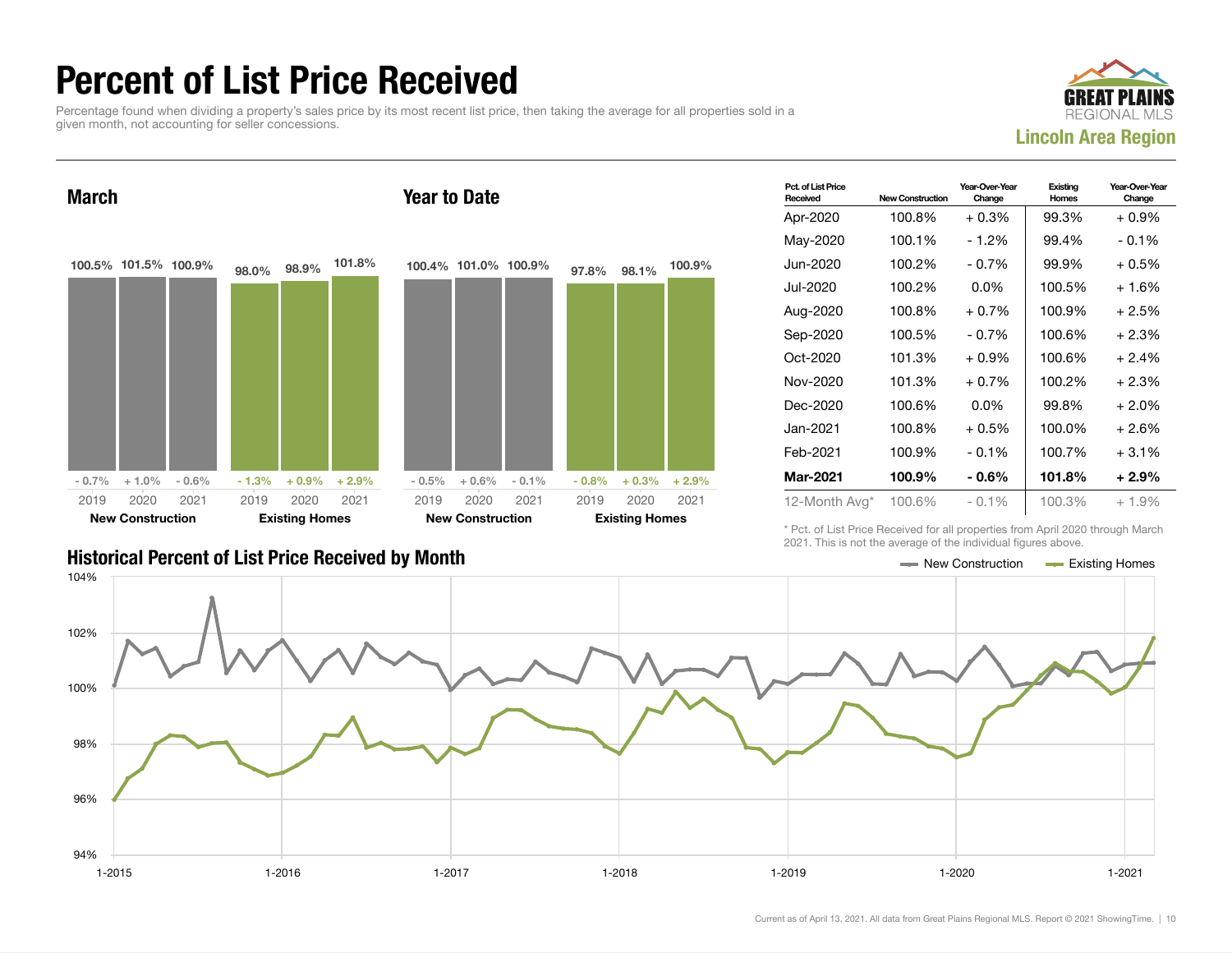# Percent of List Price Received

Percentage found when dividing a property's sales price by its most recent list price, then taking the average for all properties sold in a given month, not accounting for seller concessions.

GREAT PLAINS REGIONAL MLS

**Lincoln Area Region**

## March

| | 2019 | 2020 | 2021 |
|---|---|---|---|
| **New Construction** | 100.5% (- 0.7%) | 101.5% (+ 1.0%) | 100.9% (- 0.6%) |
| **Existing Homes** | 98.0% (- 1.3%) | 98.9% (+ 0.9%) | 101.8% (+ 2.9%) |

## Year to Date

| | 2019 | 2020 | 2021 |
|---|---|---|---|
| **New Construction** | 100.4% (- 0.5%) | 101.0% (+ 0.6%) | 100.9% (- 0.1%) |
| **Existing Homes** | 97.8% (- 0.8%) | 98.1% (+ 0.3%) | 100.9% (+ 2.9%) |

| Pct. of List Price Received | New Construction | Year-Over-Year Change | Existing Homes | Year-Over-Year Change |
|---|---|---|---|---|
| Apr-2020 | 100.8% | + 0.3% | 99.3% | + 0.9% |
| May-2020 | 100.1% | - 1.2% | 99.4% | - 0.1% |
| Jun-2020 | 100.2% | - 0.7% | 99.9% | + 0.5% |
| Jul-2020 | 100.2% | 0.0% | 100.5% | + 1.6% |
| Aug-2020 | 100.8% | + 0.7% | 100.9% | + 2.5% |
| Sep-2020 | 100.5% | - 0.7% | 100.6% | + 2.3% |
| Oct-2020 | 101.3% | + 0.9% | 100.6% | + 2.4% |
| Nov-2020 | 101.3% | + 0.7% | 100.2% | + 2.3% |
| Dec-2020 | 100.6% | 0.0% | 99.8% | + 2.0% |
| Jan-2021 | 100.8% | + 0.5% | 100.0% | + 2.6% |
| Feb-2021 | 100.9% | - 0.1% | 100.7% | + 3.1% |
| **Mar-2021** | **100.9%** | **- 0.6%** | **101.8%** | **+ 2.9%** |
| 12-Month Avg* | 100.6% | - 0.1% | 100.3% | + 1.9% |

\* Pct. of List Price Received for all properties from April 2020 through March 2021. This is not the average of the individual figures above.

## Historical Percent of List Price Received by Month

New Construction — Existing Homes

Current as of April 13, 2021. All data from Great Plains Regional MLS. Report © 2021 ShowingTime.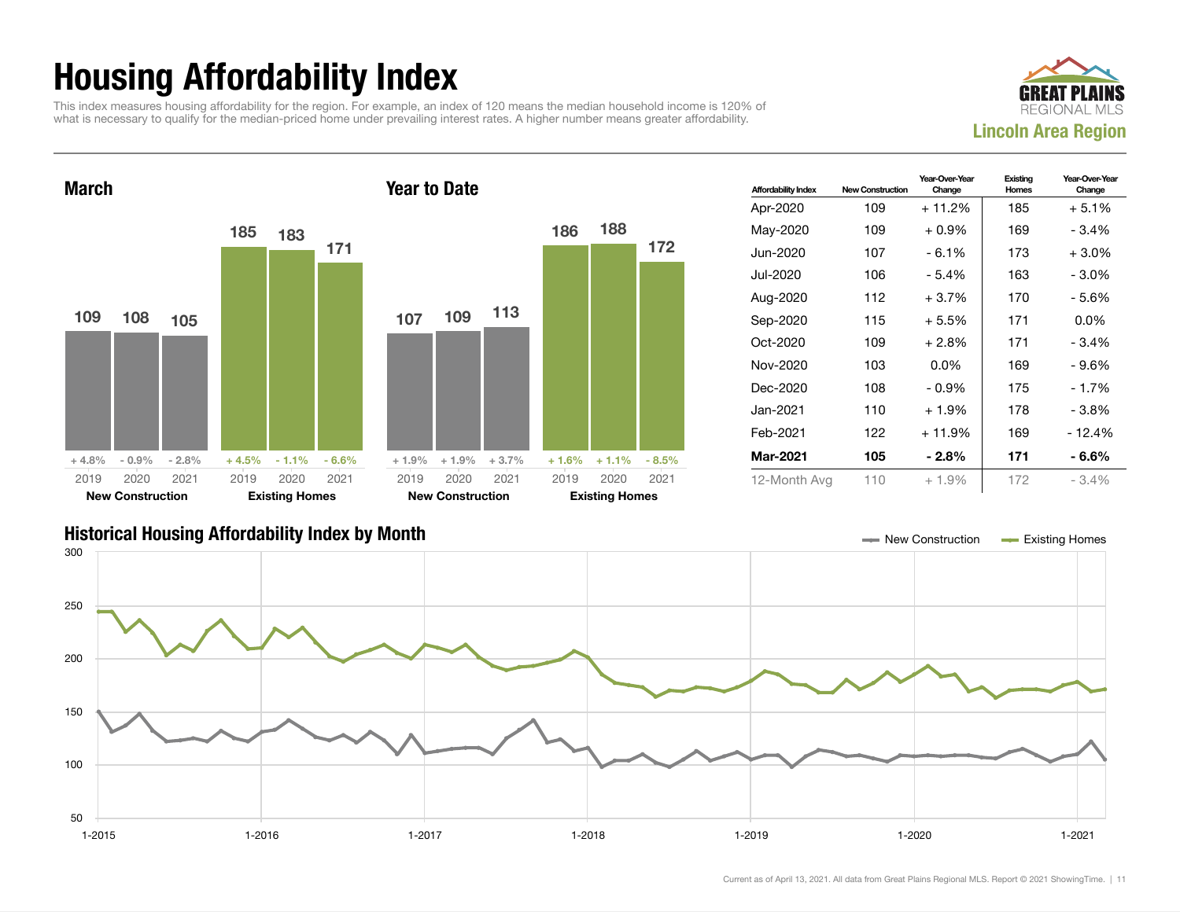# Housing Affordability Index

This index measures housing affordability for the region. For example, an index of 120 means the median household income is 120% of what is necessary to qualify for the median-priced home under prevailing interest rates. A higher number means greater affordability.

**GREAT PLAINS REGIONAL MLS**
**Lincoln Area Region**

## March

| | 2019 | 2020 | 2021 |
|---|---|---|---|
| New Construction | 109 | 108 | 105 |
| Change | + 4.8% | - 0.9% | - 2.8% |
| Existing Homes | 185 | 183 | 171 |
| Change | + 4.5% | - 1.1% | - 6.6% |

## Year to Date

| | 2019 | 2020 | 2021 |
|---|---|---|---|
| New Construction | 107 | 109 | 113 |
| Change | + 1.9% | + 1.9% | + 3.7% |
| Existing Homes | 186 | 188 | 172 |
| Change | + 1.6% | + 1.1% | - 8.5% |

| Affordability Index | New Construction | Year-Over-Year Change | Existing Homes | Year-Over-Year Change |
|---|---|---|---|---|
| Apr-2020 | 109 | + 11.2% | 185 | + 5.1% |
| May-2020 | 109 | + 0.9% | 169 | - 3.4% |
| Jun-2020 | 107 | - 6.1% | 173 | + 3.0% |
| Jul-2020 | 106 | - 5.4% | 163 | - 3.0% |
| Aug-2020 | 112 | + 3.7% | 170 | - 5.6% |
| Sep-2020 | 115 | + 5.5% | 171 | 0.0% |
| Oct-2020 | 109 | + 2.8% | 171 | - 3.4% |
| Nov-2020 | 103 | 0.0% | 169 | - 9.6% |
| Dec-2020 | 108 | - 0.9% | 175 | - 1.7% |
| Jan-2021 | 110 | + 1.9% | 178 | - 3.8% |
| Feb-2021 | 122 | + 11.9% | 169 | - 12.4% |
| **Mar-2021** | **105** | **- 2.8%** | **171** | **- 6.6%** |
| 12-Month Avg | 110 | + 1.9% | 172 | - 3.4% |

## Historical Housing Affordability Index by Month

Current as of April 13, 2021. All data from Great Plains Regional MLS. Report © 2021 ShowingTime.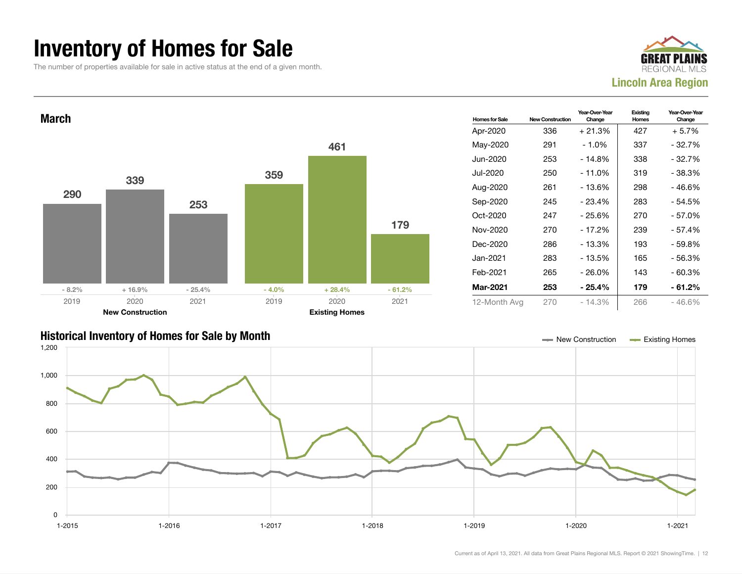# Inventory of Homes for Sale

The number of properties available for sale in active status at the end of a given month.

**Lincoln Area Region**

## March

| | 2019 | 2020 | 2021 |
|---|---|---|---|
| **New Construction** | 290 | 339 | 253 |
| Change | - 8.2% | + 16.9% | - 25.4% |
| **Existing Homes** | 359 | 461 | 179 |
| Change | - 4.0% | + 28.4% | - 61.2% |

| Homes for Sale | New Construction | Year-Over-Year Change | Existing Homes | Year-Over-Year Change |
|---|---|---|---|---|
| Apr-2020 | 336 | + 21.3% | 427 | + 5.7% |
| May-2020 | 291 | - 1.0% | 337 | - 32.7% |
| Jun-2020 | 253 | - 14.8% | 338 | - 32.7% |
| Jul-2020 | 250 | - 11.0% | 319 | - 38.3% |
| Aug-2020 | 261 | - 13.6% | 298 | - 46.6% |
| Sep-2020 | 245 | - 23.4% | 283 | - 54.5% |
| Oct-2020 | 247 | - 25.6% | 270 | - 57.0% |
| Nov-2020 | 270 | - 17.2% | 239 | - 57.4% |
| Dec-2020 | 286 | - 13.3% | 193 | - 59.8% |
| Jan-2021 | 283 | - 13.5% | 165 | - 56.3% |
| Feb-2021 | 265 | - 26.0% | 143 | - 60.3% |
| **Mar-2021** | **253** | **- 25.4%** | **179** | **- 61.2%** |
| 12-Month Avg | 270 | - 14.3% | 266 | - 46.6% |

## Historical Inventory of Homes for Sale by Month

Current as of April 13, 2021. All data from Great Plains Regional MLS. Report © 2021 ShowingTime.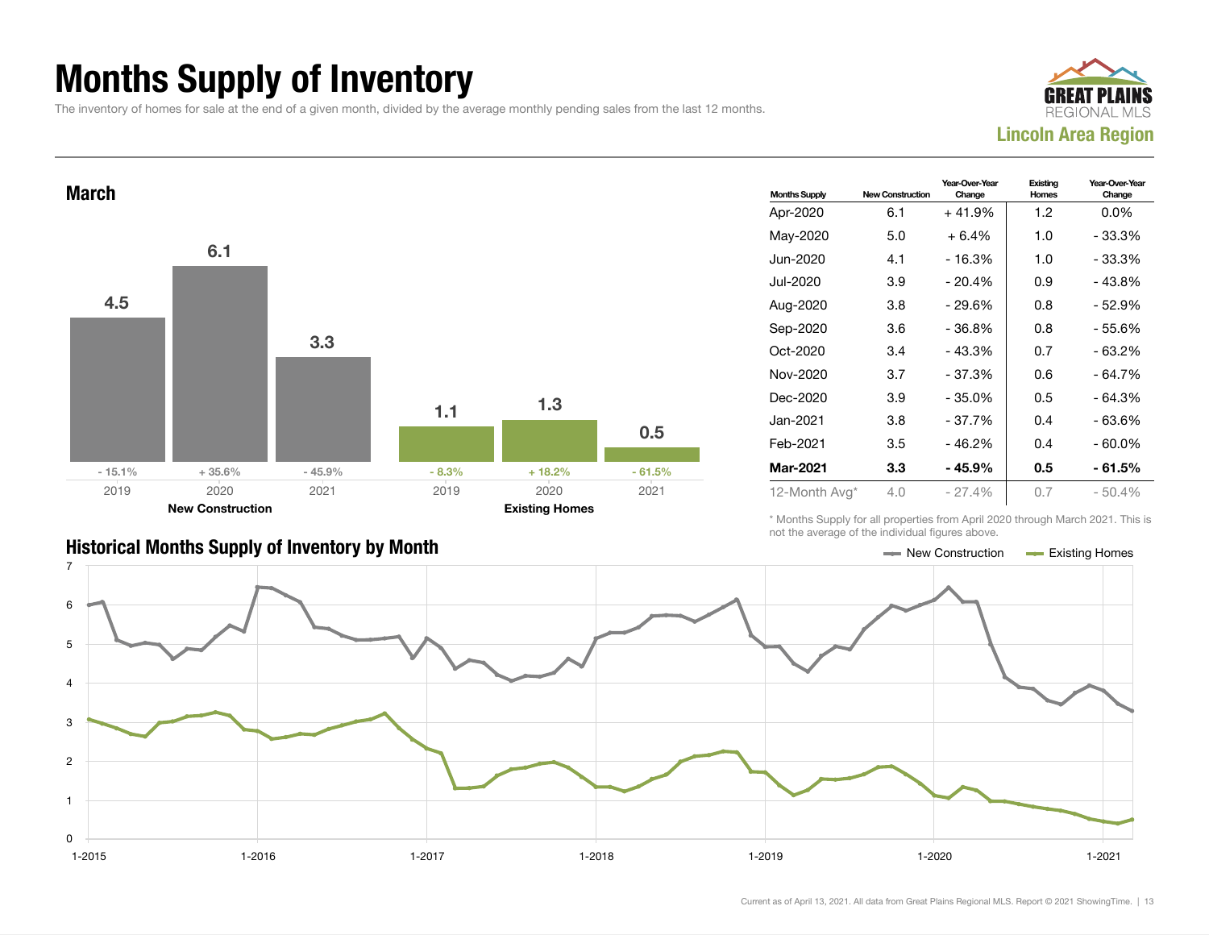# Months Supply of Inventory

The inventory of homes for sale at the end of a given month, divided by the average monthly pending sales from the last 12 months.

GREAT PLAINS REGIONAL MLS
**Lincoln Area Region**

## March

| | 2019 | 2020 | 2021 |
|---|---|---|---|
| New Construction | 4.5 (- 15.1%) | 6.1 (+ 35.6%) | 3.3 (- 45.9%) |
| Existing Homes | 1.1 (- 8.3%) | 1.3 (+ 18.2%) | 0.5 (- 61.5%) |

| Months Supply | New Construction | Year-Over-Year Change | Existing Homes | Year-Over-Year Change |
|---|---|---|---|---|
| Apr-2020 | 6.1 | + 41.9% | 1.2 | 0.0% |
| May-2020 | 5.0 | + 6.4% | 1.0 | - 33.3% |
| Jun-2020 | 4.1 | - 16.3% | 1.0 | - 33.3% |
| Jul-2020 | 3.9 | - 20.4% | 0.9 | - 43.8% |
| Aug-2020 | 3.8 | - 29.6% | 0.8 | - 52.9% |
| Sep-2020 | 3.6 | - 36.8% | 0.8 | - 55.6% |
| Oct-2020 | 3.4 | - 43.3% | 0.7 | - 63.2% |
| Nov-2020 | 3.7 | - 37.3% | 0.6 | - 64.7% |
| Dec-2020 | 3.9 | - 35.0% | 0.5 | - 64.3% |
| Jan-2021 | 3.8 | - 37.7% | 0.4 | - 63.6% |
| Feb-2021 | 3.5 | - 46.2% | 0.4 | - 60.0% |
| **Mar-2021** | **3.3** | **- 45.9%** | **0.5** | **- 61.5%** |
| 12-Month Avg* | 4.0 | - 27.4% | 0.7 | - 50.4% |

\* Months Supply for all properties from April 2020 through March 2021. This is not the average of the individual figures above.

## Historical Months Supply of Inventory by Month

New Construction — Existing Homes

Current as of April 13, 2021. All data from Great Plains Regional MLS. Report © 2021 ShowingTime.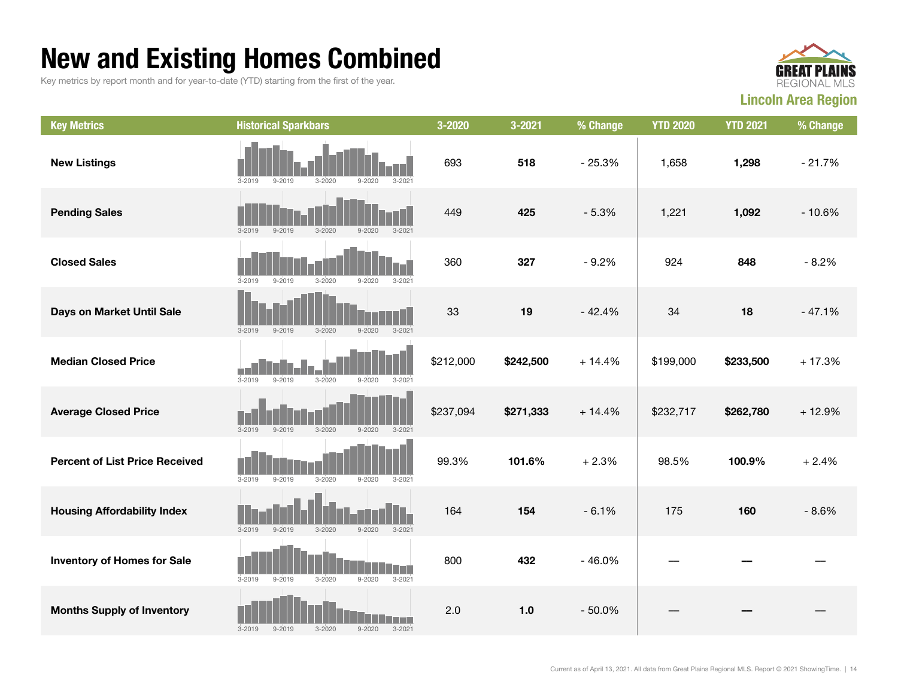# New and Existing Homes Combined

Key metrics by report month and for year-to-date (YTD) starting from the first of the year.

GREAT PLAINS REGIONAL MLS

**Lincoln Area Region**

| Key Metrics | Historical Sparkbars | 3-2020 | 3-2021 | % Change | YTD 2020 | YTD 2021 | % Change |
|---|---|---|---|---|---|---|---|
| **New Listings** | 3-2019 9-2019 3-2020 9-2020 3-2021 | 693 | **518** | - 25.3% | 1,658 | **1,298** | - 21.7% |
| **Pending Sales** | 3-2019 9-2019 3-2020 9-2020 3-2021 | 449 | **425** | - 5.3% | 1,221 | **1,092** | - 10.6% |
| **Closed Sales** | 3-2019 9-2019 3-2020 9-2020 3-2021 | 360 | **327** | - 9.2% | 924 | **848** | - 8.2% |
| **Days on Market Until Sale** | 3-2019 9-2019 3-2020 9-2020 3-2021 | 33 | **19** | - 42.4% | 34 | **18** | - 47.1% |
| **Median Closed Price** | 3-2019 9-2019 3-2020 9-2020 3-2021 | $212,000 | **$242,500** | + 14.4% | $199,000 | **$233,500** | + 17.3% |
| **Average Closed Price** | 3-2019 9-2019 3-2020 9-2020 3-2021 | $237,094 | **$271,333** | + 14.4% | $232,717 | **$262,780** | + 12.9% |
| **Percent of List Price Received** | 3-2019 9-2019 3-2020 9-2020 3-2021 | 99.3% | **101.6%** | + 2.3% | 98.5% | **100.9%** | + 2.4% |
| **Housing Affordability Index** | 3-2019 9-2019 3-2020 9-2020 3-2021 | 164 | **154** | - 6.1% | 175 | **160** | - 8.6% |
| **Inventory of Homes for Sale** | 3-2019 9-2019 3-2020 9-2020 3-2021 | 800 | **432** | - 46.0% | — | **—** | — |
| **Months Supply of Inventory** | 3-2019 9-2019 3-2020 9-2020 3-2021 | 2.0 | **1.0** | - 50.0% | — | **—** | — |

Current as of April 13, 2021. All data from Great Plains Regional MLS. Report © 2021 ShowingTime.